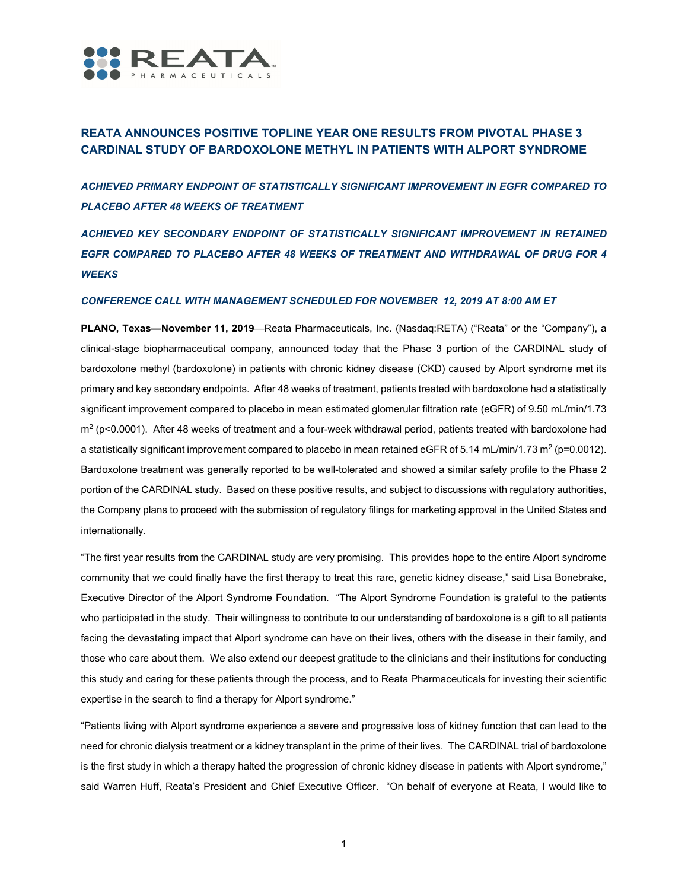# REATA ANNOUNCES POSITIVE TOPLINE YEAR ONE RESULTS FROM PIVOTAL PHASE 3 CARDINAL STUDY OF BARDOXOLONE METHYL IN PATIENTS WITH ALPORT SYNDROME

***ACHIEVED PRIMARY ENDPOINT OF STATISTICALLY SIGNIFICANT IMPROVEMENT IN EGFR COMPARED TO PLACEBO AFTER 48 WEEKS OF TREATMENT***

***ACHIEVED KEY SECONDARY ENDPOINT OF STATISTICALLY SIGNIFICANT IMPROVEMENT IN RETAINED EGFR COMPARED TO PLACEBO AFTER 48 WEEKS OF TREATMENT AND WITHDRAWAL OF DRUG FOR 4 WEEKS***

***CONFERENCE CALL WITH MANAGEMENT SCHEDULED FOR NOVEMBER 12, 2019 AT 8:00 AM ET***

**PLANO, Texas—November 11, 2019**—Reata Pharmaceuticals, Inc. (Nasdaq:RETA) ("Reata" or the "Company"), a clinical-stage biopharmaceutical company, announced today that the Phase 3 portion of the CARDINAL study of bardoxolone methyl (bardoxolone) in patients with chronic kidney disease (CKD) caused by Alport syndrome met its primary and key secondary endpoints. After 48 weeks of treatment, patients treated with bardoxolone had a statistically significant improvement compared to placebo in mean estimated glomerular filtration rate (eGFR) of 9.50 mL/min/1.73 $m^2$ ($p<0.0001$). After 48 weeks of treatment and a four-week withdrawal period, patients treated with bardoxolone had a statistically significant improvement compared to placebo in mean retained eGFR of 5.14 mL/min/1.73 $m^2$ ($p=0.0012$). Bardoxolone treatment was generally reported to be well-tolerated and showed a similar safety profile to the Phase 2 portion of the CARDINAL study. Based on these positive results, and subject to discussions with regulatory authorities, the Company plans to proceed with the submission of regulatory filings for marketing approval in the United States and internationally.

"The first year results from the CARDINAL study are very promising. This provides hope to the entire Alport syndrome community that we could finally have the first therapy to treat this rare, genetic kidney disease," said Lisa Bonebrake, Executive Director of the Alport Syndrome Foundation. "The Alport Syndrome Foundation is grateful to the patients who participated in the study. Their willingness to contribute to our understanding of bardoxolone is a gift to all patients facing the devastating impact that Alport syndrome can have on their lives, others with the disease in their family, and those who care about them. We also extend our deepest gratitude to the clinicians and their institutions for conducting this study and caring for these patients through the process, and to Reata Pharmaceuticals for investing their scientific expertise in the search to find a therapy for Alport syndrome."

"Patients living with Alport syndrome experience a severe and progressive loss of kidney function that can lead to the need for chronic dialysis treatment or a kidney transplant in the prime of their lives. The CARDINAL trial of bardoxolone is the first study in which a therapy halted the progression of chronic kidney disease in patients with Alport syndrome," said Warren Huff, Reata's President and Chief Executive Officer. "On behalf of everyone at Reata, I would like to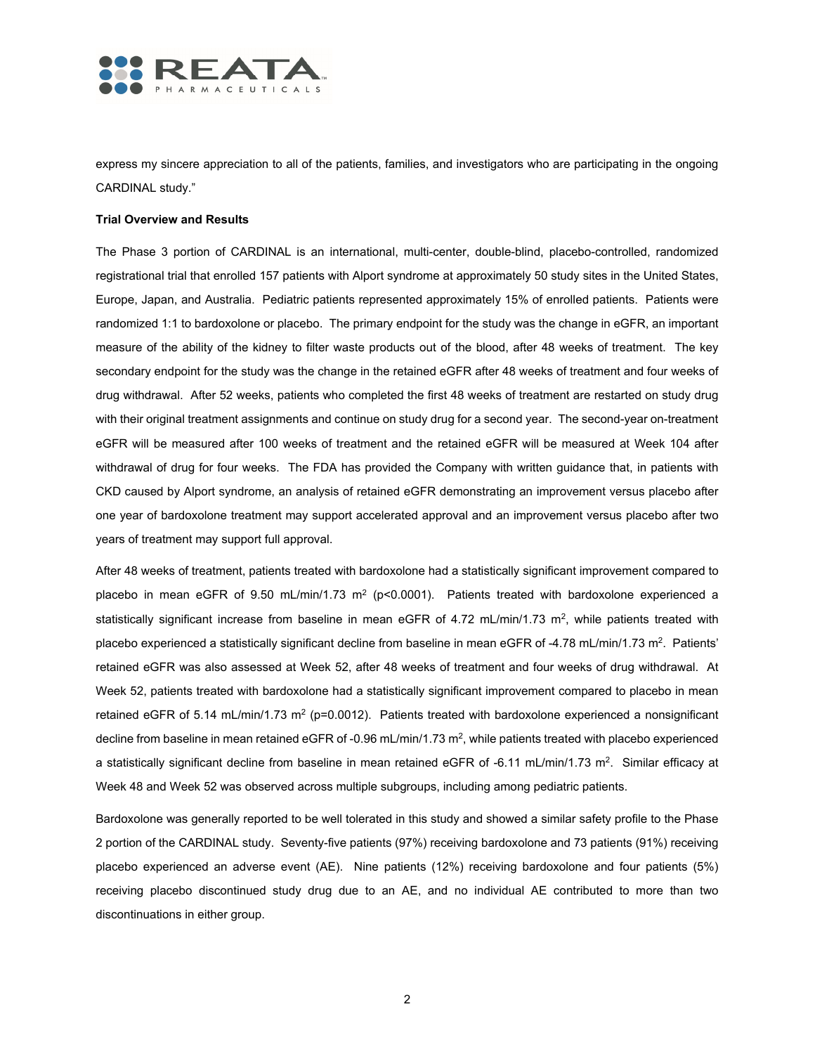express my sincere appreciation to all of the patients, families, and investigators who are participating in the ongoing CARDINAL study."

**Trial Overview and Results**

The Phase 3 portion of CARDINAL is an international, multi-center, double-blind, placebo-controlled, randomized registrational trial that enrolled 157 patients with Alport syndrome at approximately 50 study sites in the United States, Europe, Japan, and Australia. Pediatric patients represented approximately 15% of enrolled patients. Patients were randomized 1:1 to bardoxolone or placebo. The primary endpoint for the study was the change in eGFR, an important measure of the ability of the kidney to filter waste products out of the blood, after 48 weeks of treatment. The key secondary endpoint for the study was the change in the retained eGFR after 48 weeks of treatment and four weeks of drug withdrawal. After 52 weeks, patients who completed the first 48 weeks of treatment are restarted on study drug with their original treatment assignments and continue on study drug for a second year. The second-year on-treatment eGFR will be measured after 100 weeks of treatment and the retained eGFR will be measured at Week 104 after withdrawal of drug for four weeks. The FDA has provided the Company with written guidance that, in patients with CKD caused by Alport syndrome, an analysis of retained eGFR demonstrating an improvement versus placebo after one year of bardoxolone treatment may support accelerated approval and an improvement versus placebo after two years of treatment may support full approval.

After 48 weeks of treatment, patients treated with bardoxolone had a statistically significant improvement compared to placebo in mean eGFR of 9.50 mL/min/1.73 $m^2$ ($p<0.0001$). Patients treated with bardoxolone experienced a statistically significant increase from baseline in mean eGFR of 4.72 mL/min/1.73 $m^2$, while patients treated with placebo experienced a statistically significant decline from baseline in mean eGFR of -4.78 mL/min/1.73 $m^2$. Patients' retained eGFR was also assessed at Week 52, after 48 weeks of treatment and four weeks of drug withdrawal. At Week 52, patients treated with bardoxolone had a statistically significant improvement compared to placebo in mean retained eGFR of 5.14 mL/min/1.73 $m^2$ ($p=0.0012$). Patients treated with bardoxolone experienced a nonsignificant decline from baseline in mean retained eGFR of -0.96 mL/min/1.73 $m^2$, while patients treated with placebo experienced a statistically significant decline from baseline in mean retained eGFR of -6.11 mL/min/1.73 $m^2$. Similar efficacy at Week 48 and Week 52 was observed across multiple subgroups, including among pediatric patients.

Bardoxolone was generally reported to be well tolerated in this study and showed a similar safety profile to the Phase 2 portion of the CARDINAL study. Seventy-five patients (97%) receiving bardoxolone and 73 patients (91%) receiving placebo experienced an adverse event (AE). Nine patients (12%) receiving bardoxolone and four patients (5%) receiving placebo discontinued study drug due to an AE, and no individual AE contributed to more than two discontinuations in either group.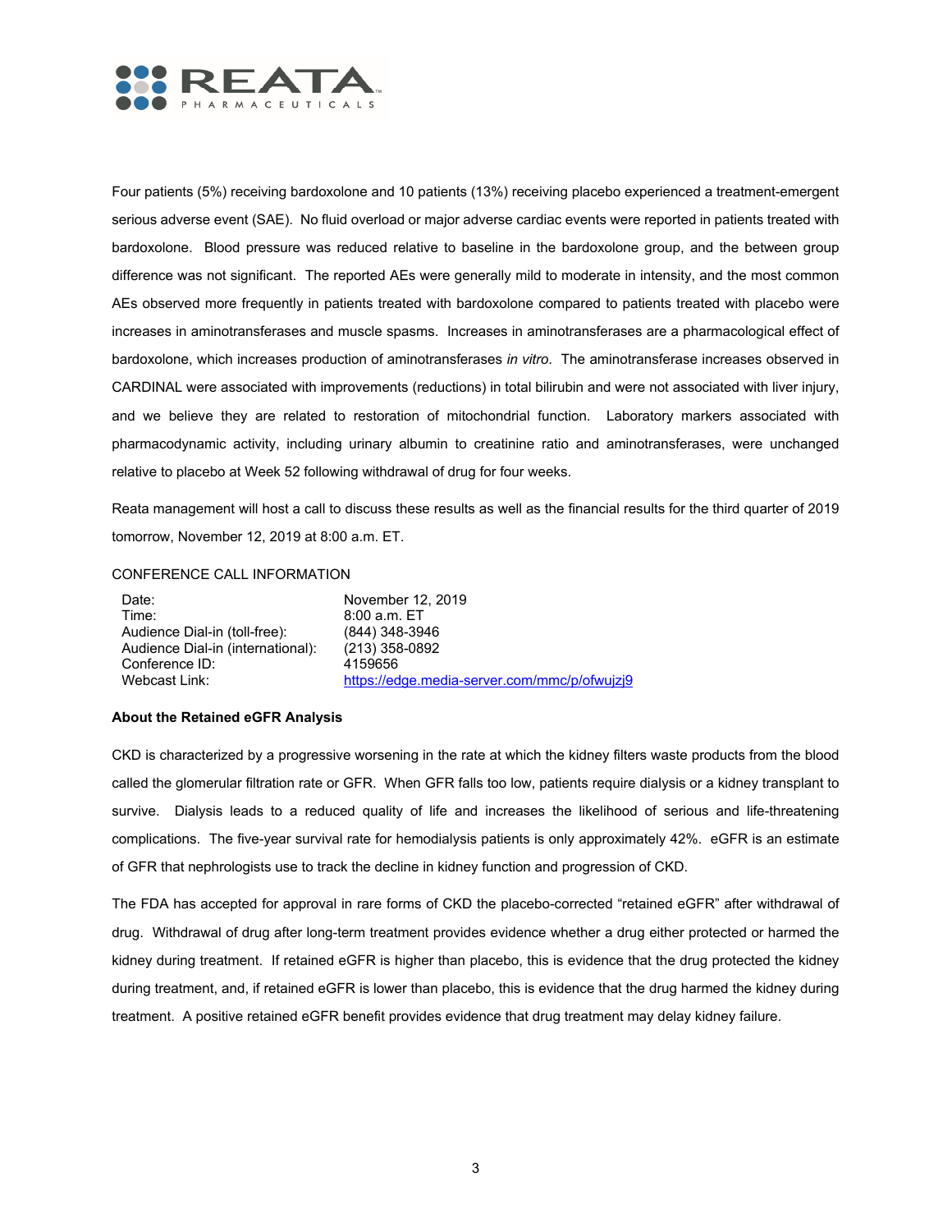Four patients (5%) receiving bardoxolone and 10 patients (13%) receiving placebo experienced a treatment-emergent serious adverse event (SAE). No fluid overload or major adverse cardiac events were reported in patients treated with bardoxolone. Blood pressure was reduced relative to baseline in the bardoxolone group, and the between group difference was not significant. The reported AEs were generally mild to moderate in intensity, and the most common AEs observed more frequently in patients treated with bardoxolone compared to patients treated with placebo were increases in aminotransferases and muscle spasms. Increases in aminotransferases are a pharmacological effect of bardoxolone, which increases production of aminotransferases *in vitro*. The aminotransferase increases observed in CARDINAL were associated with improvements (reductions) in total bilirubin and were not associated with liver injury, and we believe they are related to restoration of mitochondrial function. Laboratory markers associated with pharmacodynamic activity, including urinary albumin to creatinine ratio and aminotransferases, were unchanged relative to placebo at Week 52 following withdrawal of drug for four weeks.

Reata management will host a call to discuss these results as well as the financial results for the third quarter of 2019 tomorrow, November 12, 2019 at 8:00 a.m. ET.

CONFERENCE CALL INFORMATION

| | |
|---|---|
| Date: | November 12, 2019 |
| Time: | 8:00 a.m. ET |
| Audience Dial-in (toll-free): | (844) 348-3946 |
| Audience Dial-in (international): | (213) 358-0892 |
| Conference ID: | 4159656 |
| Webcast Link: | https://edge.media-server.com/mmc/p/ofwujzj9 |

**About the Retained eGFR Analysis**

CKD is characterized by a progressive worsening in the rate at which the kidney filters waste products from the blood called the glomerular filtration rate or GFR. When GFR falls too low, patients require dialysis or a kidney transplant to survive. Dialysis leads to a reduced quality of life and increases the likelihood of serious and life-threatening complications. The five-year survival rate for hemodialysis patients is only approximately 42%. eGFR is an estimate of GFR that nephrologists use to track the decline in kidney function and progression of CKD.

The FDA has accepted for approval in rare forms of CKD the placebo-corrected "retained eGFR" after withdrawal of drug. Withdrawal of drug after long-term treatment provides evidence whether a drug either protected or harmed the kidney during treatment. If retained eGFR is higher than placebo, this is evidence that the drug protected the kidney during treatment, and, if retained eGFR is lower than placebo, this is evidence that the drug harmed the kidney during treatment. A positive retained eGFR benefit provides evidence that drug treatment may delay kidney failure.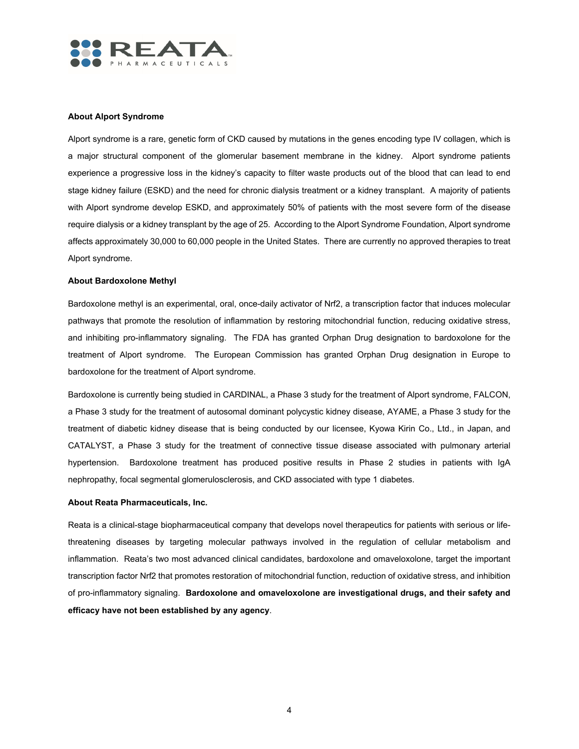**About Alport Syndrome**

Alport syndrome is a rare, genetic form of CKD caused by mutations in the genes encoding type IV collagen, which is a major structural component of the glomerular basement membrane in the kidney. Alport syndrome patients experience a progressive loss in the kidney's capacity to filter waste products out of the blood that can lead to end stage kidney failure (ESKD) and the need for chronic dialysis treatment or a kidney transplant. A majority of patients with Alport syndrome develop ESKD, and approximately 50% of patients with the most severe form of the disease require dialysis or a kidney transplant by the age of 25. According to the Alport Syndrome Foundation, Alport syndrome affects approximately 30,000 to 60,000 people in the United States. There are currently no approved therapies to treat Alport syndrome.

**About Bardoxolone Methyl**

Bardoxolone methyl is an experimental, oral, once-daily activator of Nrf2, a transcription factor that induces molecular pathways that promote the resolution of inflammation by restoring mitochondrial function, reducing oxidative stress, and inhibiting pro-inflammatory signaling. The FDA has granted Orphan Drug designation to bardoxolone for the treatment of Alport syndrome. The European Commission has granted Orphan Drug designation in Europe to bardoxolone for the treatment of Alport syndrome.

Bardoxolone is currently being studied in CARDINAL, a Phase 3 study for the treatment of Alport syndrome, FALCON, a Phase 3 study for the treatment of autosomal dominant polycystic kidney disease, AYAME, a Phase 3 study for the treatment of diabetic kidney disease that is being conducted by our licensee, Kyowa Kirin Co., Ltd., in Japan, and CATALYST, a Phase 3 study for the treatment of connective tissue disease associated with pulmonary arterial hypertension. Bardoxolone treatment has produced positive results in Phase 2 studies in patients with IgA nephropathy, focal segmental glomerulosclerosis, and CKD associated with type 1 diabetes.

**About Reata Pharmaceuticals, Inc.**

Reata is a clinical-stage biopharmaceutical company that develops novel therapeutics for patients with serious or life-threatening diseases by targeting molecular pathways involved in the regulation of cellular metabolism and inflammation. Reata's two most advanced clinical candidates, bardoxolone and omaveloxolone, target the important transcription factor Nrf2 that promotes restoration of mitochondrial function, reduction of oxidative stress, and inhibition of pro-inflammatory signaling. **Bardoxolone and omaveloxolone are investigational drugs, and their safety and efficacy have not been established by any agency**.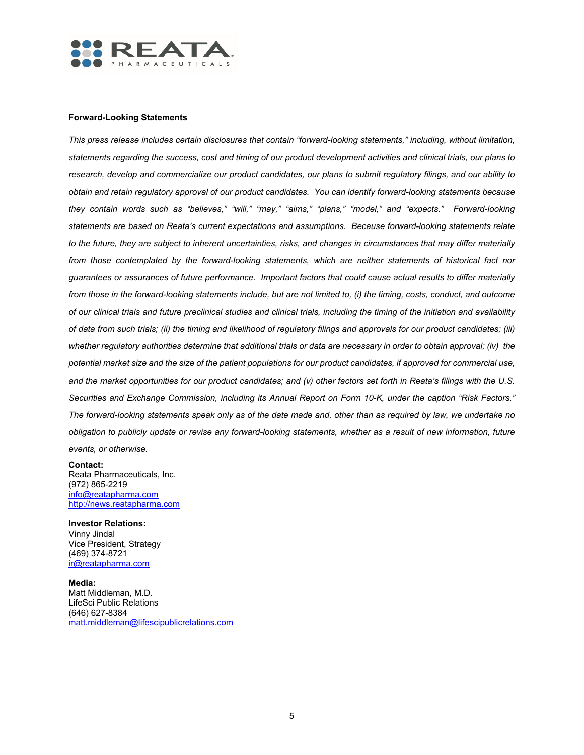**Forward-Looking Statements**

*This press release includes certain disclosures that contain "forward-looking statements," including, without limitation, statements regarding the success, cost and timing of our product development activities and clinical trials, our plans to research, develop and commercialize our product candidates, our plans to submit regulatory filings, and our ability to obtain and retain regulatory approval of our product candidates. You can identify forward-looking statements because they contain words such as "believes," "will," "may," "aims," "plans," "model," and "expects." Forward-looking statements are based on Reata's current expectations and assumptions. Because forward-looking statements relate to the future, they are subject to inherent uncertainties, risks, and changes in circumstances that may differ materially from those contemplated by the forward-looking statements, which are neither statements of historical fact nor guarantees or assurances of future performance. Important factors that could cause actual results to differ materially from those in the forward-looking statements include, but are not limited to, (i) the timing, costs, conduct, and outcome of our clinical trials and future preclinical studies and clinical trials, including the timing of the initiation and availability of data from such trials; (ii) the timing and likelihood of regulatory filings and approvals for our product candidates; (iii) whether regulatory authorities determine that additional trials or data are necessary in order to obtain approval; (iv) the potential market size and the size of the patient populations for our product candidates, if approved for commercial use, and the market opportunities for our product candidates; and (v) other factors set forth in Reata's filings with the U.S. Securities and Exchange Commission, including its Annual Report on Form 10-K, under the caption "Risk Factors." The forward-looking statements speak only as of the date made and, other than as required by law, we undertake no obligation to publicly update or revise any forward-looking statements, whether as a result of new information, future events, or otherwise.*

**Contact:**
Reata Pharmaceuticals, Inc.
(972) 865-2219
info@reatapharma.com
http://news.reatapharma.com

**Investor Relations:**
Vinny Jindal
Vice President, Strategy
(469) 374-8721
ir@reatapharma.com

**Media:**
Matt Middleman, M.D.
LifeSci Public Relations
(646) 627-8384
matt.middleman@lifescipublicrelations.com